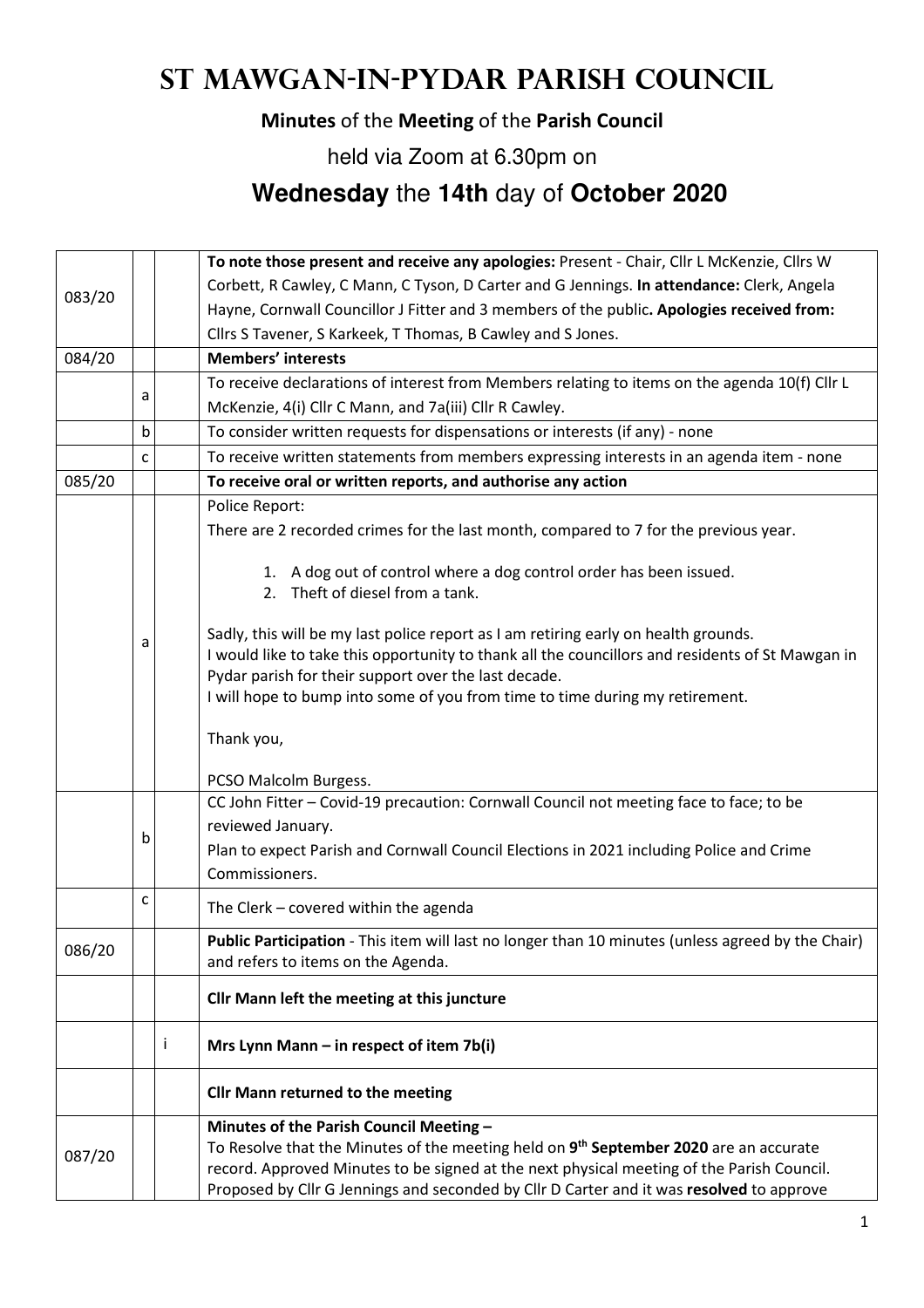# St Mawgan-in-Pydar Parish Council

**Minutes** of the **Meeting** of the **Parish Council**

held via Zoom at 6.30pm on

## **Wednesday** the **14th** day of **October 2020**

| | | | |
|---|---|---|---|
| 083/20 | | | **To note those present and receive any apologies:** Present - Chair, Cllr L McKenzie, Cllrs W Corbett, R Cawley, C Mann, C Tyson, D Carter and G Jennings. **In attendance:** Clerk, Angela Hayne, Cornwall Councillor J Fitter and 3 members of the public**. Apologies received from:** Cllrs S Tavener, S Karkeek, T Thomas, B Cawley and S Jones. |
| 084/20 | | | **Members' interests** |
| | a | | To receive declarations of interest from Members relating to items on the agenda 10(f) Cllr L McKenzie, 4(i) Cllr C Mann, and 7a(iii) Cllr R Cawley. |
| | b | | To consider written requests for dispensations or interests (if any) - none |
| | c | | To receive written statements from members expressing interests in an agenda item - none |
| 085/20 | | | **To receive oral or written reports, and authorise any action** |
| | a | | Police Report:<br>There are 2 recorded crimes for the last month, compared to 7 for the previous year.<br>1. A dog out of control where a dog control order has been issued.<br>2. Theft of diesel from a tank.<br>Sadly, this will be my last police report as I am retiring early on health grounds.<br>I would like to take this opportunity to thank all the councillors and residents of St Mawgan in Pydar parish for their support over the last decade.<br>I will hope to bump into some of you from time to time during my retirement.<br>Thank you,<br>PCSO Malcolm Burgess. |
| | b | | CC John Fitter – Covid-19 precaution: Cornwall Council not meeting face to face; to be reviewed January.<br>Plan to expect Parish and Cornwall Council Elections in 2021 including Police and Crime Commissioners. |
| | c | | The Clerk – covered within the agenda |
| 086/20 | | | **Public Participation** - This item will last no longer than 10 minutes (unless agreed by the Chair) and refers to items on the Agenda. |
| | | | **Cllr Mann left the meeting at this juncture** |
| | | i | **Mrs Lynn Mann – in respect of item 7b(i)** |
| | | | **Cllr Mann returned to the meeting** |
| 087/20 | | | **Minutes of the Parish Council Meeting –**<br>To Resolve that the Minutes of the meeting held on **9th September 2020** are an accurate record. Approved Minutes to be signed at the next physical meeting of the Parish Council. Proposed by Cllr G Jennings and seconded by Cllr D Carter and it was **resolved** to approve |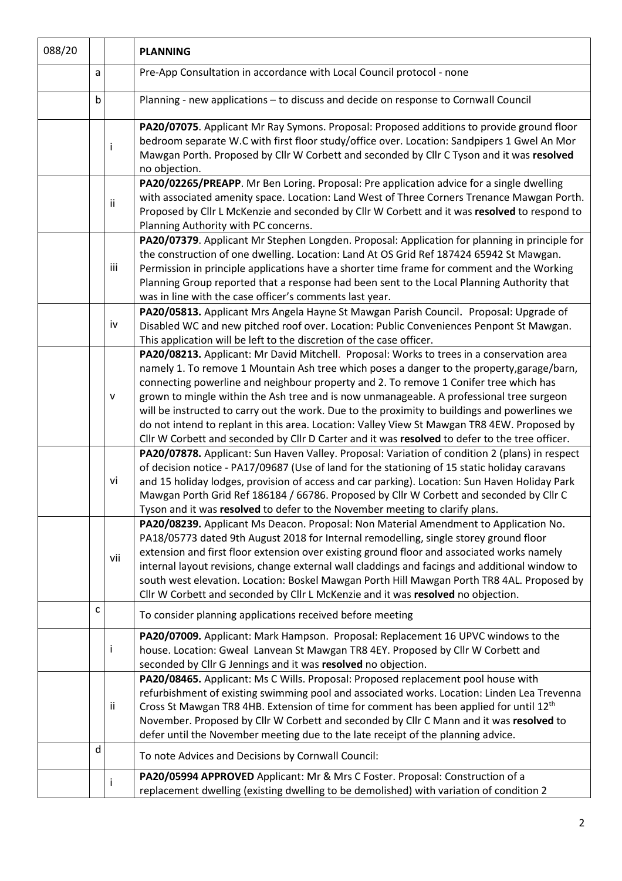| 088/20 | | | **PLANNING** |
|---|---|---|---|
| | a | | Pre-App Consultation in accordance with Local Council protocol - none |
| | b | | Planning - new applications – to discuss and decide on response to Cornwall Council |
| | | i | **PA20/07075**. Applicant Mr Ray Symons. Proposal: Proposed additions to provide ground floor bedroom separate W.C with first floor study/office over. Location: Sandpipers 1 Gwel An Mor Mawgan Porth. Proposed by Cllr W Corbett and seconded by Cllr C Tyson and it was **resolved** no objection. |
| | | ii | **PA20/02265/PREAPP**. Mr Ben Loring. Proposal: Pre application advice for a single dwelling with associated amenity space. Location: Land West of Three Corners Trenance Mawgan Porth. Proposed by Cllr L McKenzie and seconded by Cllr W Corbett and it was **resolved** to respond to Planning Authority with PC concerns. |
| | | iii | **PA20/07379**. Applicant Mr Stephen Longden. Proposal: Application for planning in principle for the construction of one dwelling. Location: Land At OS Grid Ref 187424 65942 St Mawgan. Permission in principle applications have a shorter time frame for comment and the Working Planning Group reported that a response had been sent to the Local Planning Authority that was in line with the case officer's comments last year. |
| | | iv | **PA20/05813.** Applicant Mrs Angela Hayne St Mawgan Parish Council. Proposal: Upgrade of Disabled WC and new pitched roof over. Location: Public Conveniences Penpont St Mawgan. This application will be left to the discretion of the case officer. |
| | | v | **PA20/08213.** Applicant: Mr David Mitchell. Proposal: Works to trees in a conservation area namely 1. To remove 1 Mountain Ash tree which poses a danger to the property,garage/barn, connecting powerline and neighbour property and 2. To remove 1 Conifer tree which has grown to mingle within the Ash tree and is now unmanageable. A professional tree surgeon will be instructed to carry out the work. Due to the proximity to buildings and powerlines we do not intend to replant in this area. Location: Valley View St Mawgan TR8 4EW. Proposed by Cllr W Corbett and seconded by Cllr D Carter and it was **resolved** to defer to the tree officer. |
| | | vi | **PA20/07878.** Applicant: Sun Haven Valley. Proposal: Variation of condition 2 (plans) in respect of decision notice - PA17/09687 (Use of land for the stationing of 15 static holiday caravans and 15 holiday lodges, provision of access and car parking). Location: Sun Haven Holiday Park Mawgan Porth Grid Ref 186184 / 66786. Proposed by Cllr W Corbett and seconded by Cllr C Tyson and it was **resolved** to defer to the November meeting to clarify plans. |
| | | vii | **PA20/08239.** Applicant Ms Deacon. Proposal: Non Material Amendment to Application No. PA18/05773 dated 9th August 2018 for Internal remodelling, single storey ground floor extension and first floor extension over existing ground floor and associated works namely internal layout revisions, change external wall claddings and facings and additional window to south west elevation. Location: Boskel Mawgan Porth Hill Mawgan Porth TR8 4AL. Proposed by Cllr W Corbett and seconded by Cllr L McKenzie and it was **resolved** no objection. |
| | c | | To consider planning applications received before meeting |
| | | i | **PA20/07009.** Applicant: Mark Hampson. Proposal: Replacement 16 UPVC windows to the house. Location: Gweal Lanvean St Mawgan TR8 4EY. Proposed by Cllr W Corbett and seconded by Cllr G Jennings and it was **resolved** no objection. |
| | | ii | **PA20/08465.** Applicant: Ms C Wills. Proposal: Proposed replacement pool house with refurbishment of existing swimming pool and associated works. Location: Linden Lea Trevenna Cross St Mawgan TR8 4HB. Extension of time for comment has been applied for until 12th November. Proposed by Cllr W Corbett and seconded by Cllr C Mann and it was **resolved** to defer until the November meeting due to the late receipt of the planning advice. |
| | d | | To note Advices and Decisions by Cornwall Council: |
| | | i | **PA20/05994 APPROVED** Applicant: Mr & Mrs C Foster. Proposal: Construction of a replacement dwelling (existing dwelling to be demolished) with variation of condition 2 |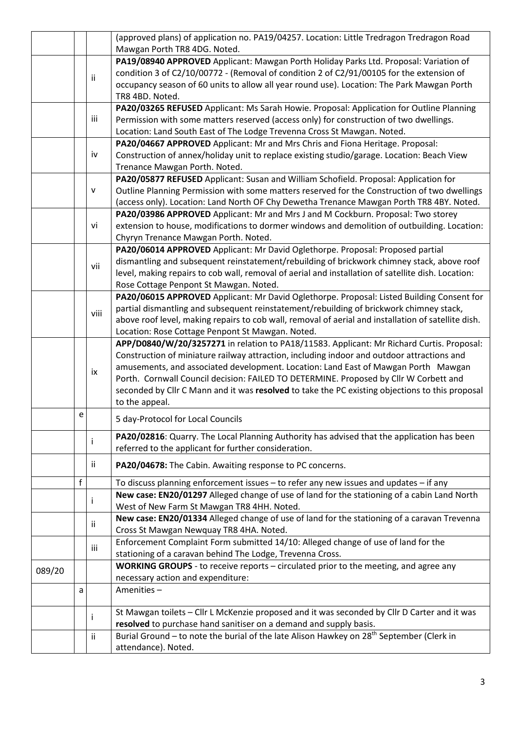| | | | |
|---|---|---|---|
| | | | (approved plans) of application no. PA19/04257. Location: Little Tredragon Tredragon Road Mawgan Porth TR8 4DG. Noted. |
| | | ii | **PA19/08940 APPROVED** Applicant: Mawgan Porth Holiday Parks Ltd. Proposal: Variation of condition 3 of C2/10/00772 - (Removal of condition 2 of C2/91/00105 for the extension of occupancy season of 60 units to allow all year round use). Location: The Park Mawgan Porth TR8 4BD. Noted. |
| | | iii | **PA20/03265 REFUSED** Applicant: Ms Sarah Howie. Proposal: Application for Outline Planning Permission with some matters reserved (access only) for construction of two dwellings. Location: Land South East of The Lodge Trevenna Cross St Mawgan. Noted. |
| | | iv | **PA20/04667 APPROVED** Applicant: Mr and Mrs Chris and Fiona Heritage. Proposal: Construction of annex/holiday unit to replace existing studio/garage. Location: Beach View Trenance Mawgan Porth. Noted. |
| | | v | **PA20/05877 REFUSED** Applicant: Susan and William Schofield. Proposal: Application for Outline Planning Permission with some matters reserved for the Construction of two dwellings (access only). Location: Land North OF Chy Dewetha Trenance Mawgan Porth TR8 4BY. Noted. |
| | | vi | **PA20/03986 APPROVED** Applicant: Mr and Mrs J and M Cockburn. Proposal: Two storey extension to house, modifications to dormer windows and demolition of outbuilding. Location: Chyryn Trenance Mawgan Porth. Noted. |
| | | vii | **PA20/06014 APPROVED** Applicant: Mr David Oglethorpe. Proposal: Proposed partial dismantling and subsequent reinstatement/rebuilding of brickwork chimney stack, above roof level, making repairs to cob wall, removal of aerial and installation of satellite dish. Location: Rose Cottage Penpont St Mawgan. Noted. |
| | | viii | **PA20/06015 APPROVED** Applicant: Mr David Oglethorpe. Proposal: Listed Building Consent for partial dismantling and subsequent reinstatement/rebuilding of brickwork chimney stack, above roof level, making repairs to cob wall, removal of aerial and installation of satellite dish. Location: Rose Cottage Penpont St Mawgan. Noted. |
| | | ix | **APP/D0840/W/20/3257271** in relation to PA18/11583. Applicant: Mr Richard Curtis. Proposal: Construction of miniature railway attraction, including indoor and outdoor attractions and amusements, and associated development. Location: Land East of Mawgan Porth Mawgan Porth. Cornwall Council decision: FAILED TO DETERMINE. Proposed by Cllr W Corbett and seconded by Cllr C Mann and it was **resolved** to take the PC existing objections to this proposal to the appeal. |
| | e | | 5 day-Protocol for Local Councils |
| | | i | **PA20/02816**: Quarry. The Local Planning Authority has advised that the application has been referred to the applicant for further consideration. |
| | | ii | **PA20/04678:** The Cabin. Awaiting response to PC concerns. |
| | f | | To discuss planning enforcement issues – to refer any new issues and updates – if any |
| | | i | **New case: EN20/01297** Alleged change of use of land for the stationing of a cabin Land North West of New Farm St Mawgan TR8 4HH. Noted. |
| | | ii | **New case: EN20/01334** Alleged change of use of land for the stationing of a caravan Trevenna Cross St Mawgan Newquay TR8 4HA. Noted. |
| | | iii | Enforcement Complaint Form submitted 14/10: Alleged change of use of land for the stationing of a caravan behind The Lodge, Trevenna Cross. |
| 089/20 | | | **WORKING GROUPS** - to receive reports – circulated prior to the meeting, and agree any necessary action and expenditure: |
| | a | | Amenities – |
| | | i | St Mawgan toilets – Cllr L McKenzie proposed and it was seconded by Cllr D Carter and it was **resolved** to purchase hand sanitiser on a demand and supply basis. |
| | | ii | Burial Ground – to note the burial of the late Alison Hawkey on 28th September (Clerk in attendance). Noted. |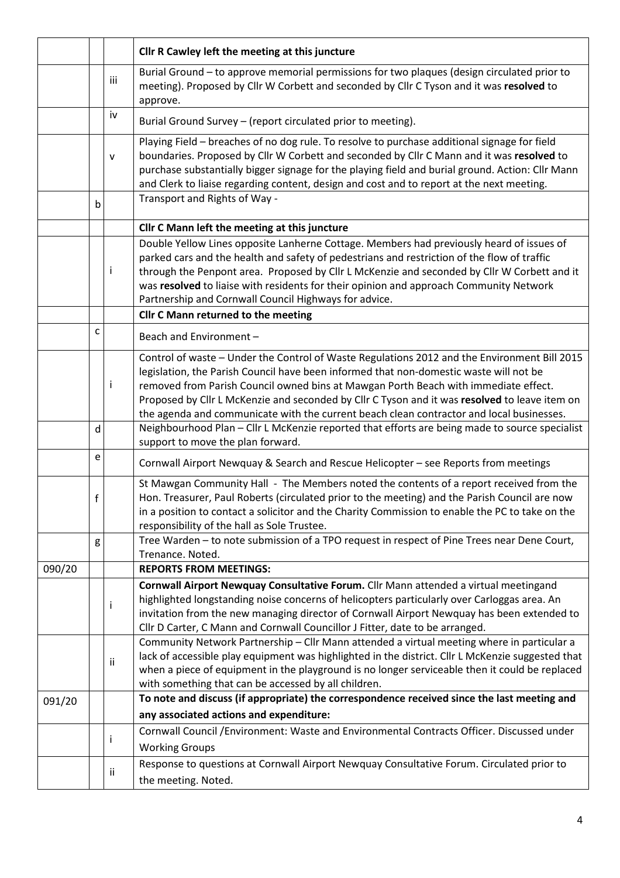| | | | |
|---|---|---|---|
| | | | **Cllr R Cawley left the meeting at this juncture** |
| | | iii | Burial Ground – to approve memorial permissions for two plaques (design circulated prior to meeting). Proposed by Cllr W Corbett and seconded by Cllr C Tyson and it was **resolved** to approve. |
| | | iv | Burial Ground Survey – (report circulated prior to meeting). |
| | | v | Playing Field – breaches of no dog rule. To resolve to purchase additional signage for field boundaries. Proposed by Cllr W Corbett and seconded by Cllr C Mann and it was **resolved** to purchase substantially bigger signage for the playing field and burial ground. Action: Cllr Mann and Clerk to liaise regarding content, design and cost and to report at the next meeting. |
| | b | | Transport and Rights of Way - |
| | | | **Cllr C Mann left the meeting at this juncture** |
| | | i | Double Yellow Lines opposite Lanherne Cottage. Members had previously heard of issues of parked cars and the health and safety of pedestrians and restriction of the flow of traffic through the Penpont area. Proposed by Cllr L McKenzie and seconded by Cllr W Corbett and it was **resolved** to liaise with residents for their opinion and approach Community Network Partnership and Cornwall Council Highways for advice. |
| | | | **Cllr C Mann returned to the meeting** |
| | c | | Beach and Environment – |
| | | i | Control of waste – Under the Control of Waste Regulations 2012 and the Environment Bill 2015 legislation, the Parish Council have been informed that non-domestic waste will not be removed from Parish Council owned bins at Mawgan Porth Beach with immediate effect. Proposed by Cllr L McKenzie and seconded by Cllr C Tyson and it was **resolved** to leave item on the agenda and communicate with the current beach clean contractor and local businesses. |
| | d | | Neighbourhood Plan – Cllr L McKenzie reported that efforts are being made to source specialist support to move the plan forward. |
| | e | | Cornwall Airport Newquay & Search and Rescue Helicopter – see Reports from meetings |
| | f | | St Mawgan Community Hall - The Members noted the contents of a report received from the Hon. Treasurer, Paul Roberts (circulated prior to the meeting) and the Parish Council are now in a position to contact a solicitor and the Charity Commission to enable the PC to take on the responsibility of the hall as Sole Trustee. |
| | g | | Tree Warden – to note submission of a TPO request in respect of Pine Trees near Dene Court, Trenance. Noted. |
| 090/20 | | | **REPORTS FROM MEETINGS:** |
| | | i | **Cornwall Airport Newquay Consultative Forum.** Cllr Mann attended a virtual meetingand highlighted longstanding noise concerns of helicopters particularly over Carloggas area. An invitation from the new managing director of Cornwall Airport Newquay has been extended to Cllr D Carter, C Mann and Cornwall Councillor J Fitter, date to be arranged. |
| | | ii | Community Network Partnership – Cllr Mann attended a virtual meeting where in particular a lack of accessible play equipment was highlighted in the district. Cllr L McKenzie suggested that when a piece of equipment in the playground is no longer serviceable then it could be replaced with something that can be accessed by all children. |
| 091/20 | | | **To note and discuss (if appropriate) the correspondence received since the last meeting and any associated actions and expenditure:** |
| | | i | Cornwall Council /Environment: Waste and Environmental Contracts Officer. Discussed under Working Groups |
| | | ii | Response to questions at Cornwall Airport Newquay Consultative Forum. Circulated prior to the meeting. Noted. |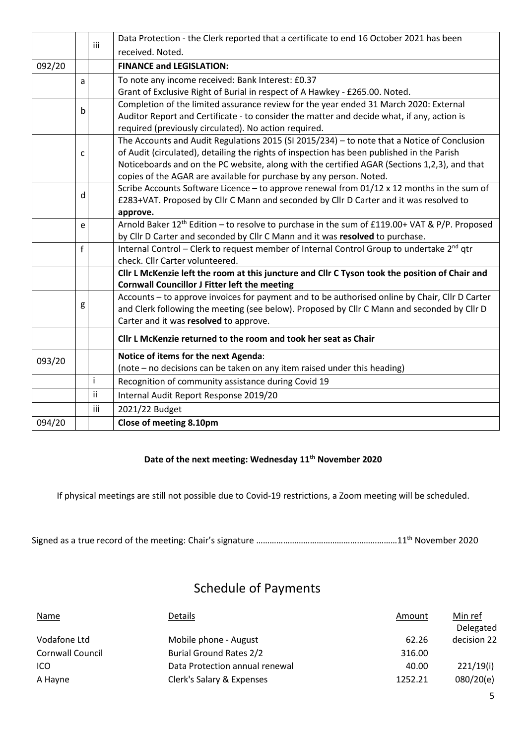| | | | |
|---|---|---|---|
| | | iii | Data Protection - the Clerk reported that a certificate to end 16 October 2021 has been received. Noted. |
| 092/20 | | | **FINANCE and LEGISLATION:** |
| | a | | To note any income received: Bank Interest: £0.37<br>Grant of Exclusive Right of Burial in respect of A Hawkey - £265.00. Noted. |
| | b | | Completion of the limited assurance review for the year ended 31 March 2020: External Auditor Report and Certificate - to consider the matter and decide what, if any, action is required (previously circulated). No action required. |
| | c | | The Accounts and Audit Regulations 2015 (SI 2015/234) – to note that a Notice of Conclusion of Audit (circulated), detailing the rights of inspection has been published in the Parish Noticeboards and on the PC website, along with the certified AGAR (Sections 1,2,3), and that copies of the AGAR are available for purchase by any person. Noted. |
| | d | | Scribe Accounts Software Licence – to approve renewal from 01/12 x 12 months in the sum of £283+VAT. Proposed by Cllr C Mann and seconded by Cllr D Carter and it was resolved to **approve.** |
| | e | | Arnold Baker 12th Edition – to resolve to purchase in the sum of £119.00+ VAT & P/P. Proposed by Cllr D Carter and seconded by Cllr C Mann and it was **resolved** to purchase. |
| | f | | Internal Control – Clerk to request member of Internal Control Group to undertake 2nd qtr check. Cllr Carter volunteered. |
| | | | **Cllr L McKenzie left the room at this juncture and Cllr C Tyson took the position of Chair and Cornwall Councillor J Fitter left the meeting** |
| | g | | Accounts – to approve invoices for payment and to be authorised online by Chair, Cllr D Carter and Clerk following the meeting (see below). Proposed by Cllr C Mann and seconded by Cllr D Carter and it was **resolved** to approve. |
| | | | **Cllr L McKenzie returned to the room and took her seat as Chair** |
| 093/20 | | | **Notice of items for the next Agenda**:<br>(note – no decisions can be taken on any item raised under this heading) |
| | | i | Recognition of community assistance during Covid 19 |
| | | ii | Internal Audit Report Response 2019/20 |
| | | iii | 2021/22 Budget |
| 094/20 | | | **Close of meeting 8.10pm** |

**Date of the next meeting: Wednesday 11th November 2020**

If physical meetings are still not possible due to Covid-19 restrictions, a Zoom meeting will be scheduled.

Signed as a true record of the meeting: Chair's signature ……………………………………………………11th November 2020

# Schedule of Payments

| Name | Details | Amount | Min ref |
|---|---|---|---|
| Vodafone Ltd | Mobile phone - August | 62.26 | Delegated decision 22 |
| Cornwall Council | Burial Ground Rates 2/2 | 316.00 | |
| ICO | Data Protection annual renewal | 40.00 | 221/19(i) |
| A Hayne | Clerk's Salary & Expenses | 1252.21 | 080/20(e) |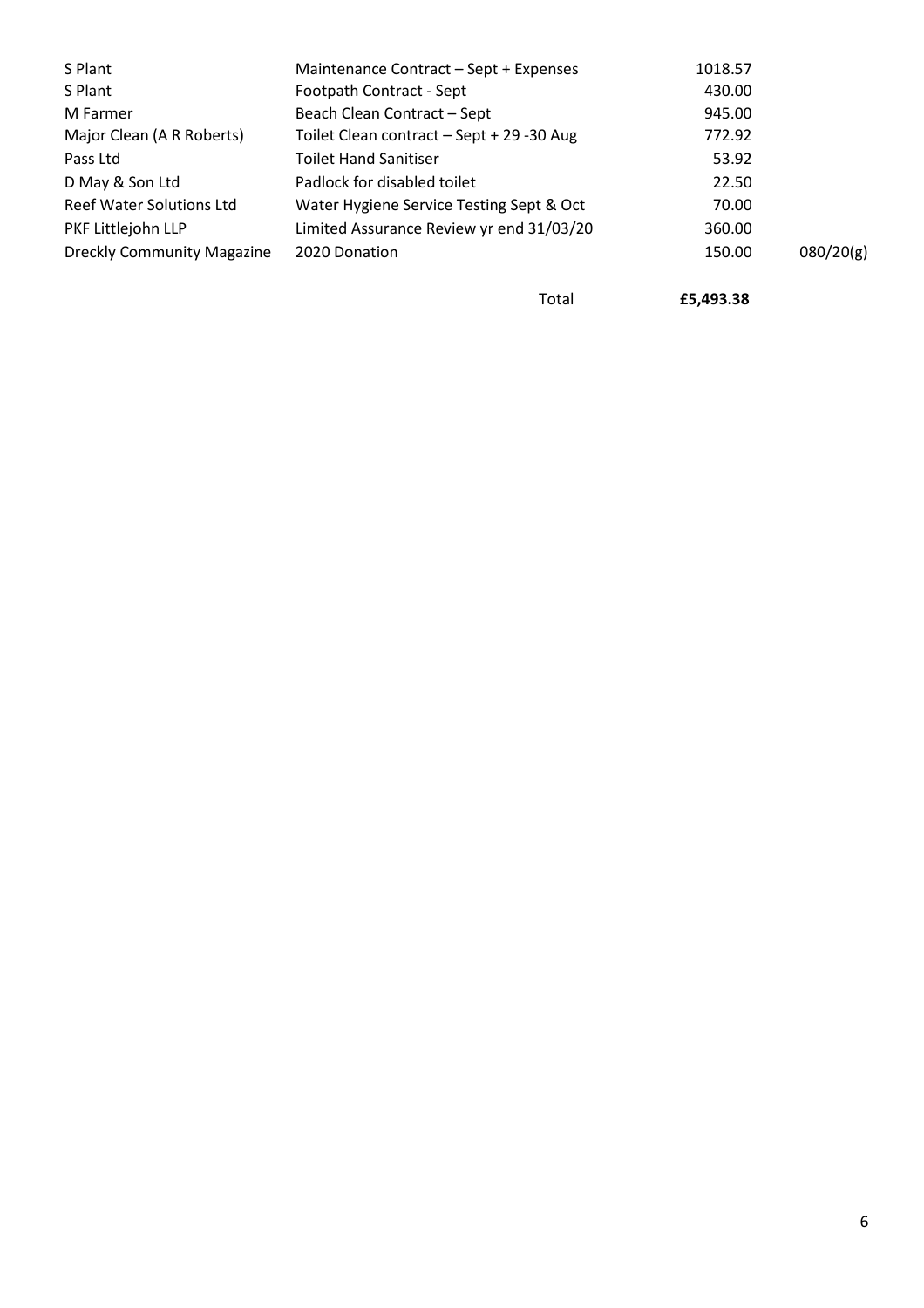| | | | |
|---|---|---|---|
| S Plant | Maintenance Contract – Sept + Expenses | 1018.57 | |
| S Plant | Footpath Contract - Sept | 430.00 | |
| M Farmer | Beach Clean Contract – Sept | 945.00 | |
| Major Clean (A R Roberts) | Toilet Clean contract – Sept + 29 -30 Aug | 772.92 | |
| Pass Ltd | Toilet Hand Sanitiser | 53.92 | |
| D May & Son Ltd | Padlock for disabled toilet | 22.50 | |
| Reef Water Solutions Ltd | Water Hygiene Service Testing Sept & Oct | 70.00 | |
| PKF Littlejohn LLP | Limited Assurance Review yr end 31/03/20 | 360.00 | |
| Dreckly Community Magazine | 2020 Donation | 150.00 | 080/20(g) |
| | Total | **£5,493.38** | |